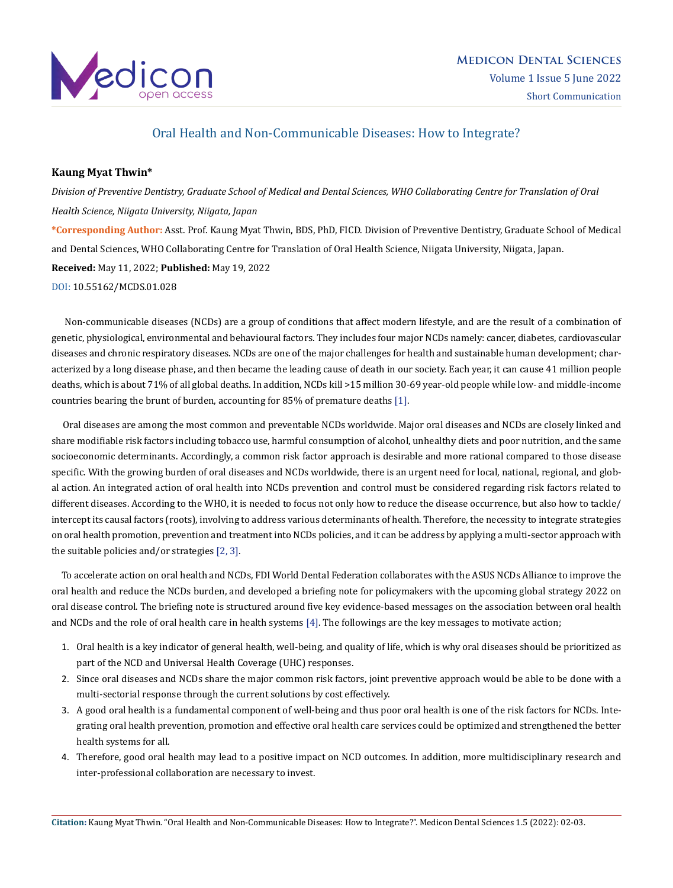# Oral Health and Non-Communicable Diseases: How to Integrate?

**Kaung Myat Thwin***

*Division of Preventive Dentistry, Graduate School of Medical and Dental Sciences, WHO Collaborating Centre for Translation of Oral Health Science, Niigata University, Niigata, Japan*

***Corresponding Author:** Asst. Prof. Kaung Myat Thwin, BDS, PhD, FICD. Division of Preventive Dentistry, Graduate School of Medical and Dental Sciences, WHO Collaborating Centre for Translation of Oral Health Science, Niigata University, Niigata, Japan.

**Received:** May 11, 2022; **Published:** May 19, 2022

DOI: 10.55162/MCDS.01.028

Non-communicable diseases (NCDs) are a group of conditions that affect modern lifestyle, and are the result of a combination of genetic, physiological, environmental and behavioural factors. They includes four major NCDs namely: cancer, diabetes, cardiovascular diseases and chronic respiratory diseases. NCDs are one of the major challenges for health and sustainable human development; characterized by a long disease phase, and then became the leading cause of death in our society. Each year, it can cause 41 million people deaths, which is about 71% of all global deaths. In addition, NCDs kill >15 million 30-69 year-old people while low- and middle-income countries bearing the brunt of burden, accounting for 85% of premature deaths [1].

Oral diseases are among the most common and preventable NCDs worldwide. Major oral diseases and NCDs are closely linked and share modifiable risk factors including tobacco use, harmful consumption of alcohol, unhealthy diets and poor nutrition, and the same socioeconomic determinants. Accordingly, a common risk factor approach is desirable and more rational compared to those disease specific. With the growing burden of oral diseases and NCDs worldwide, there is an urgent need for local, national, regional, and global action. An integrated action of oral health into NCDs prevention and control must be considered regarding risk factors related to different diseases. According to the WHO, it is needed to focus not only how to reduce the disease occurrence, but also how to tackle/intercept its causal factors (roots), involving to address various determinants of health. Therefore, the necessity to integrate strategies on oral health promotion, prevention and treatment into NCDs policies, and it can be address by applying a multi-sector approach with the suitable policies and/or strategies [2, 3].

To accelerate action on oral health and NCDs, FDI World Dental Federation collaborates with the ASUS NCDs Alliance to improve the oral health and reduce the NCDs burden, and developed a briefing note for policymakers with the upcoming global strategy 2022 on oral disease control. The briefing note is structured around five key evidence-based messages on the association between oral health and NCDs and the role of oral health care in health systems [4]. The followings are the key messages to motivate action;

1. Oral health is a key indicator of general health, well-being, and quality of life, which is why oral diseases should be prioritized as part of the NCD and Universal Health Coverage (UHC) responses.
2. Since oral diseases and NCDs share the major common risk factors, joint preventive approach would be able to be done with a multi-sectorial response through the current solutions by cost effectively.
3. A good oral health is a fundamental component of well-being and thus poor oral health is one of the risk factors for NCDs. Integrating oral health prevention, promotion and effective oral health care services could be optimized and strengthened the better health systems for all.
4. Therefore, good oral health may lead to a positive impact on NCD outcomes. In addition, more multidisciplinary research and inter-professional collaboration are necessary to invest.

**Citation:** Kaung Myat Thwin. "Oral Health and Non-Communicable Diseases: How to Integrate?". Medicon Dental Sciences 1.5 (2022): 02-03.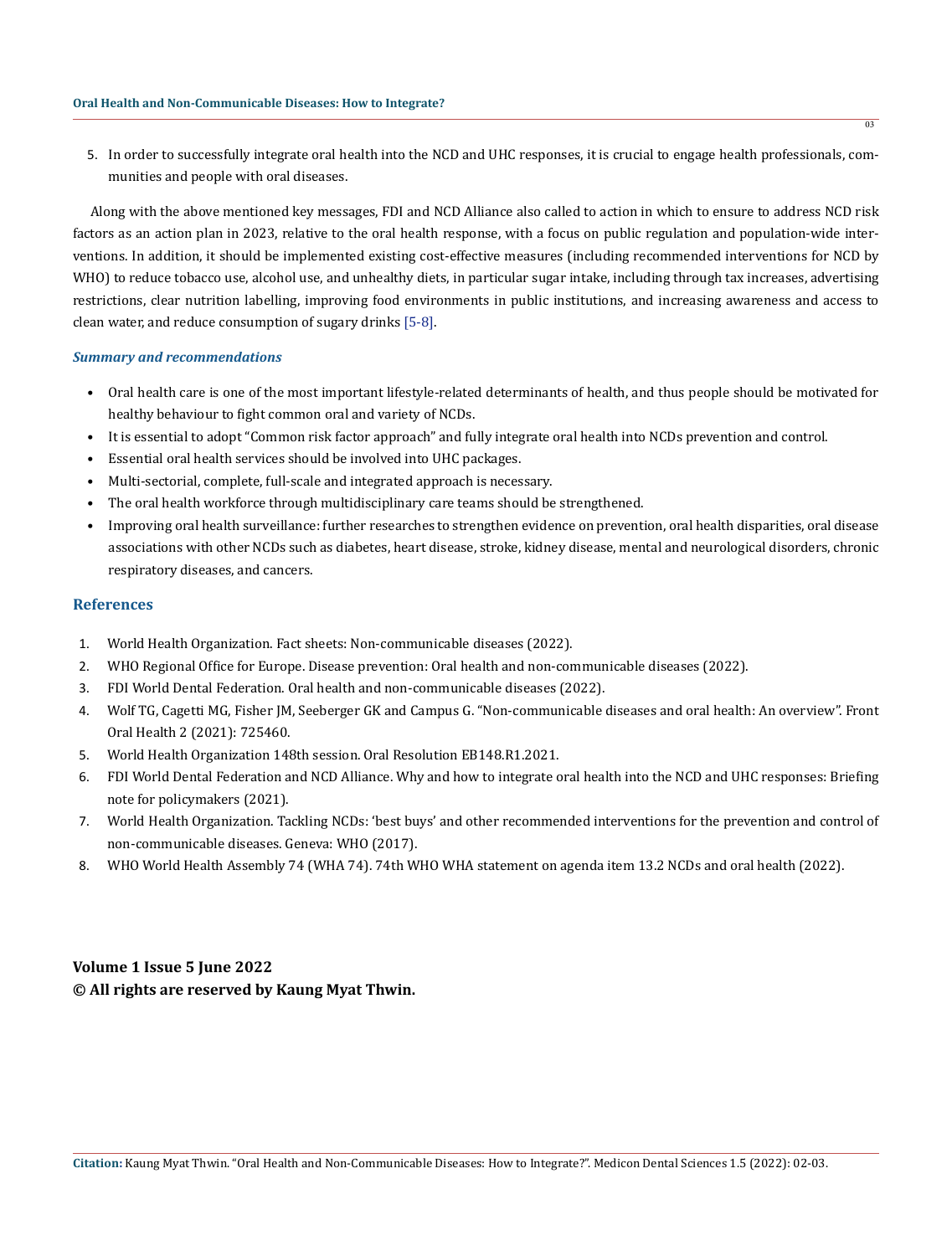5. In order to successfully integrate oral health into the NCD and UHC responses, it is crucial to engage health professionals, communities and people with oral diseases.

Along with the above mentioned key messages, FDI and NCD Alliance also called to action in which to ensure to address NCD risk factors as an action plan in 2023, relative to the oral health response, with a focus on public regulation and population-wide interventions. In addition, it should be implemented existing cost-effective measures (including recommended interventions for NCD by WHO) to reduce tobacco use, alcohol use, and unhealthy diets, in particular sugar intake, including through tax increases, advertising restrictions, clear nutrition labelling, improving food environments in public institutions, and increasing awareness and access to clean water, and reduce consumption of sugary drinks [5-8].

### *Summary and recommendations*

- Oral health care is one of the most important lifestyle-related determinants of health, and thus people should be motivated for healthy behaviour to fight common oral and variety of NCDs.
- It is essential to adopt "Common risk factor approach" and fully integrate oral health into NCDs prevention and control.
- Essential oral health services should be involved into UHC packages.
- Multi-sectorial, complete, full-scale and integrated approach is necessary.
- The oral health workforce through multidisciplinary care teams should be strengthened.
- Improving oral health surveillance: further researches to strengthen evidence on prevention, oral health disparities, oral disease associations with other NCDs such as diabetes, heart disease, stroke, kidney disease, mental and neurological disorders, chronic respiratory diseases, and cancers.

## References

1. World Health Organization. Fact sheets: Non-communicable diseases (2022).
2. WHO Regional Office for Europe. Disease prevention: Oral health and non-communicable diseases (2022).
3. FDI World Dental Federation. Oral health and non-communicable diseases (2022).
4. Wolf TG, Cagetti MG, Fisher JM, Seeberger GK and Campus G. "Non-communicable diseases and oral health: An overview". Front Oral Health 2 (2021): 725460.
5. World Health Organization 148th session. Oral Resolution EB148.R1.2021.
6. FDI World Dental Federation and NCD Alliance. Why and how to integrate oral health into the NCD and UHC responses: Briefing note for policymakers (2021).
7. World Health Organization. Tackling NCDs: 'best buys' and other recommended interventions for the prevention and control of non-communicable diseases. Geneva: WHO (2017).
8. WHO World Health Assembly 74 (WHA 74). 74th WHO WHA statement on agenda item 13.2 NCDs and oral health (2022).

**Volume 1 Issue 5 June 2022**
**© All rights are reserved by Kaung Myat Thwin.**